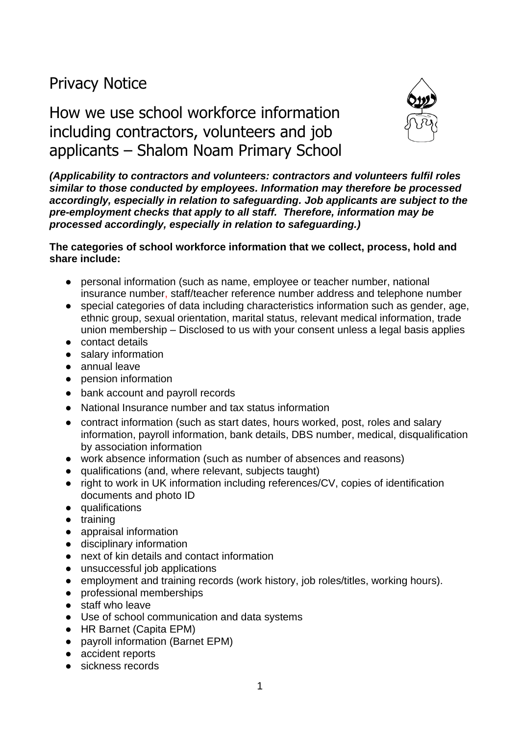# Privacy Notice

## How we use school workforce information including contractors, volunteers and job applicants – Shalom Noam Primary School

***(Applicability to contractors and volunteers: contractors and volunteers fulfil roles similar to those conducted by employees. Information may therefore be processed accordingly, especially in relation to safeguarding. Job applicants are subject to the pre-employment checks that apply to all staff. Therefore, information may be processed accordingly, especially in relation to safeguarding.)***

**The categories of school workforce information that we collect, process, hold and share include:**

- personal information (such as name, employee or teacher number, national insurance number, staff/teacher reference number address and telephone number
- special categories of data including characteristics information such as gender, age, ethnic group, sexual orientation, marital status, relevant medical information, trade union membership – Disclosed to us with your consent unless a legal basis applies
- contact details
- salary information
- annual leave
- pension information
- bank account and payroll records
- National Insurance number and tax status information
- contract information (such as start dates, hours worked, post, roles and salary information, payroll information, bank details, DBS number, medical, disqualification by association information
- work absence information (such as number of absences and reasons)
- qualifications (and, where relevant, subjects taught)
- right to work in UK information including references/CV, copies of identification documents and photo ID
- qualifications
- training
- appraisal information
- disciplinary information
- next of kin details and contact information
- unsuccessful job applications
- employment and training records (work history, job roles/titles, working hours).
- professional memberships
- staff who leave
- Use of school communication and data systems
- HR Barnet (Capita EPM)
- payroll information (Barnet EPM)
- accident reports
- sickness records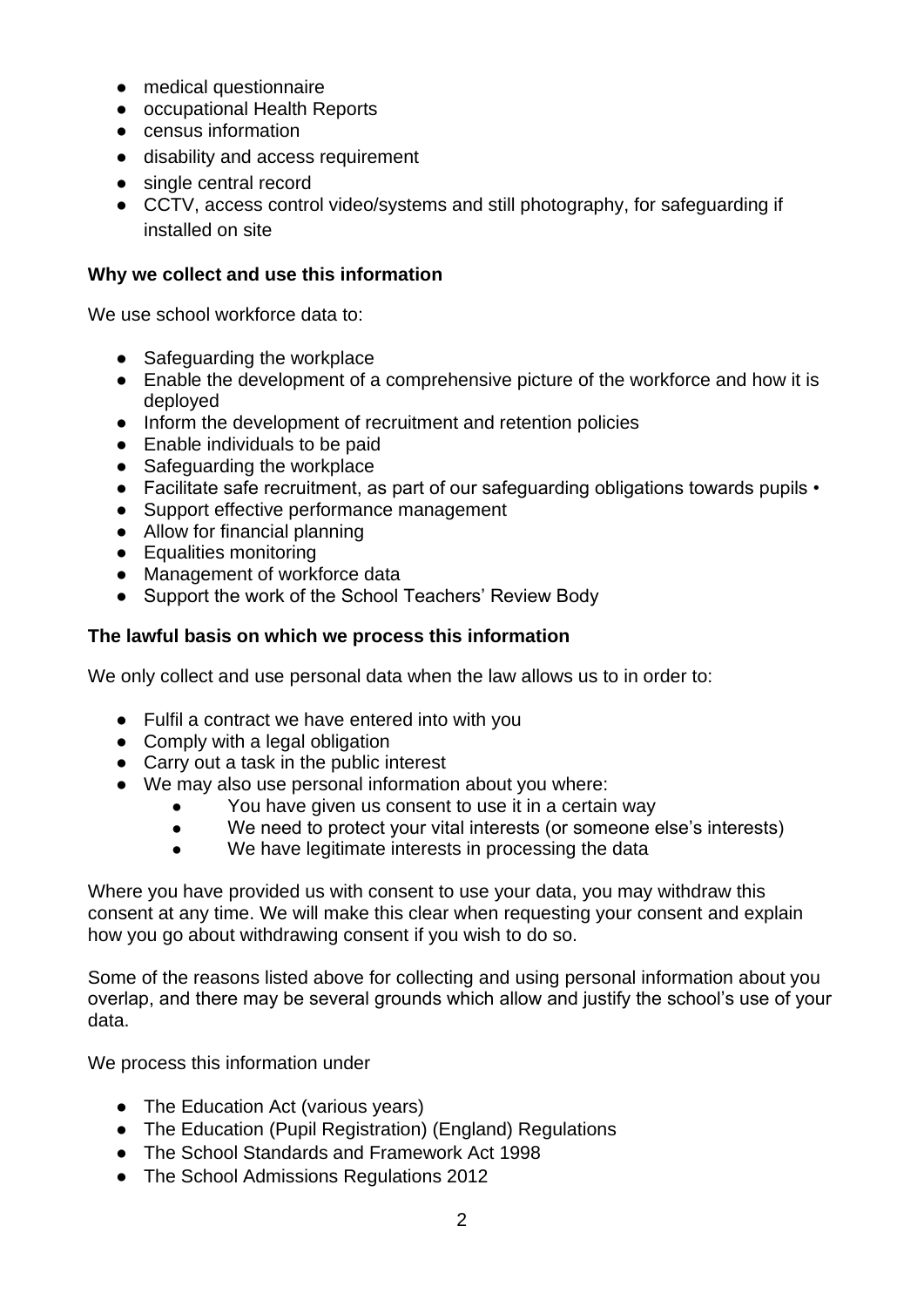- medical questionnaire
- occupational Health Reports
- census information
- disability and access requirement
- single central record
- CCTV, access control video/systems and still photography, for safeguarding if installed on site

**Why we collect and use this information**

We use school workforce data to:

- Safeguarding the workplace
- Enable the development of a comprehensive picture of the workforce and how it is deployed
- Inform the development of recruitment and retention policies
- Enable individuals to be paid
- Safeguarding the workplace
- Facilitate safe recruitment, as part of our safeguarding obligations towards pupils •
- Support effective performance management
- Allow for financial planning
- Equalities monitoring
- Management of workforce data
- Support the work of the School Teachers' Review Body

**The lawful basis on which we process this information**

We only collect and use personal data when the law allows us to in order to:

- Fulfil a contract we have entered into with you
- Comply with a legal obligation
- Carry out a task in the public interest
- We may also use personal information about you where:
    - You have given us consent to use it in a certain way
    - We need to protect your vital interests (or someone else's interests)
    - We have legitimate interests in processing the data

Where you have provided us with consent to use your data, you may withdraw this consent at any time. We will make this clear when requesting your consent and explain how you go about withdrawing consent if you wish to do so.

Some of the reasons listed above for collecting and using personal information about you overlap, and there may be several grounds which allow and justify the school's use of your data.

We process this information under

- The Education Act (various years)
- The Education (Pupil Registration) (England) Regulations
- The School Standards and Framework Act 1998
- The School Admissions Regulations 2012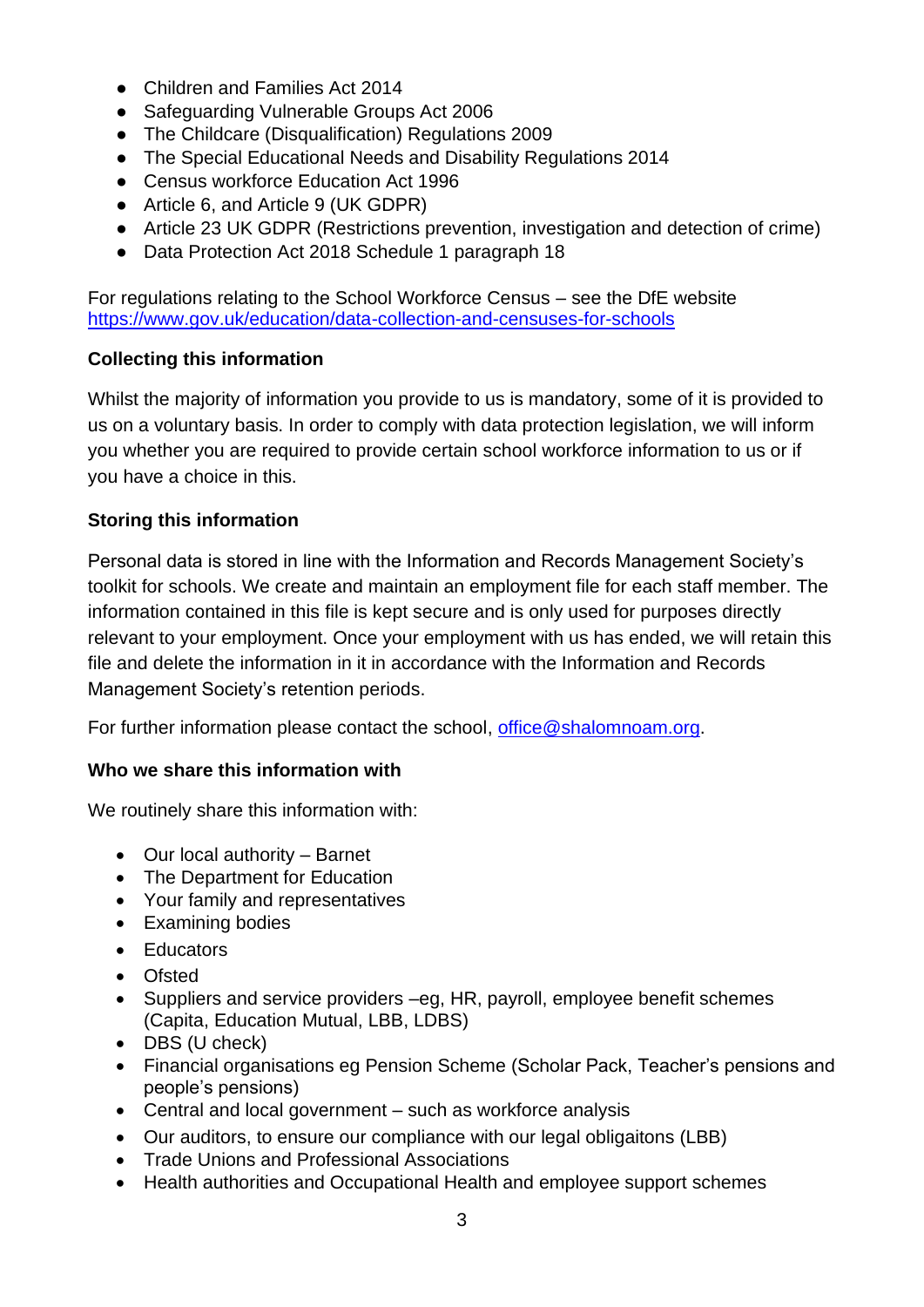- Children and Families Act 2014
- Safeguarding Vulnerable Groups Act 2006
- The Childcare (Disqualification) Regulations 2009
- The Special Educational Needs and Disability Regulations 2014
- Census workforce Education Act 1996
- Article 6, and Article 9 (UK GDPR)
- Article 23 UK GDPR (Restrictions prevention, investigation and detection of crime)
- Data Protection Act 2018 Schedule 1 paragraph 18

For regulations relating to the School Workforce Census – see the DfE website https://www.gov.uk/education/data-collection-and-censuses-for-schools

**Collecting this information**

Whilst the majority of information you provide to us is mandatory, some of it is provided to us on a voluntary basis. In order to comply with data protection legislation, we will inform you whether you are required to provide certain school workforce information to us or if you have a choice in this.

**Storing this information**

Personal data is stored in line with the Information and Records Management Society's toolkit for schools. We create and maintain an employment file for each staff member. The information contained in this file is kept secure and is only used for purposes directly relevant to your employment. Once your employment with us has ended, we will retain this file and delete the information in it in accordance with the Information and Records Management Society's retention periods.

For further information please contact the school, office@shalomnoam.org.

**Who we share this information with**

We routinely share this information with:

- Our local authority – Barnet
- The Department for Education
- Your family and representatives
- Examining bodies
- Educators
- Ofsted
- Suppliers and service providers –eg, HR, payroll, employee benefit schemes (Capita, Education Mutual, LBB, LDBS)
- DBS (U check)
- Financial organisations eg Pension Scheme (Scholar Pack, Teacher's pensions and people's pensions)
- Central and local government – such as workforce analysis
- Our auditors, to ensure our compliance with our legal obligaitons (LBB)
- Trade Unions and Professional Associations
- Health authorities and Occupational Health and employee support schemes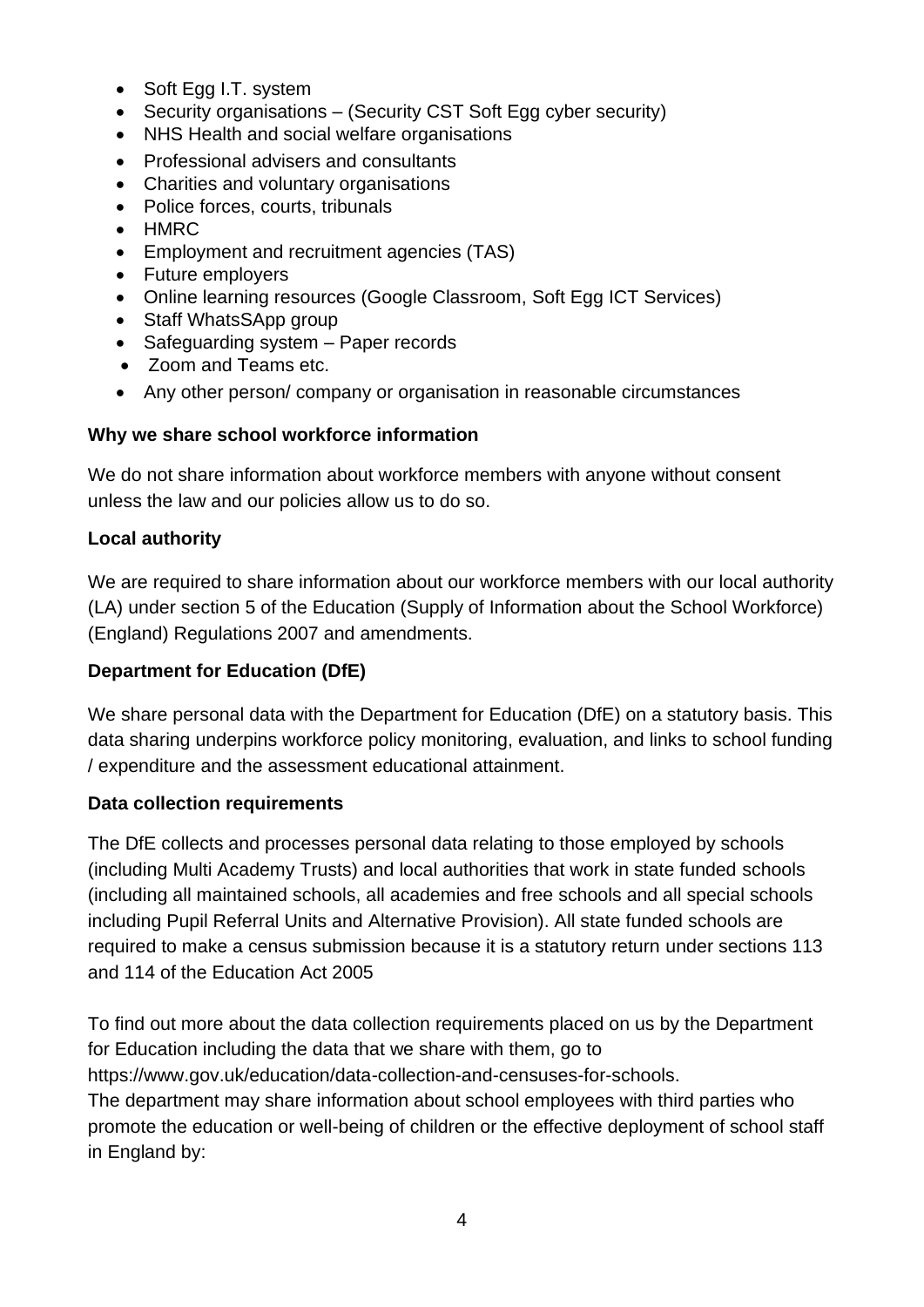- Soft Egg I.T. system
- Security organisations – (Security CST Soft Egg cyber security)
- NHS Health and social welfare organisations
- Professional advisers and consultants
- Charities and voluntary organisations
- Police forces, courts, tribunals
- HMRC
- Employment and recruitment agencies (TAS)
- Future employers
- Online learning resources (Google Classroom, Soft Egg ICT Services)
- Staff WhatsSApp group
- Safeguarding system – Paper records
- Zoom and Teams etc.
- Any other person/ company or organisation in reasonable circumstances

**Why we share school workforce information**

We do not share information about workforce members with anyone without consent unless the law and our policies allow us to do so.

**Local authority**

We are required to share information about our workforce members with our local authority (LA) under section 5 of the Education (Supply of Information about the School Workforce) (England) Regulations 2007 and amendments.

**Department for Education (DfE)**

We share personal data with the Department for Education (DfE) on a statutory basis. This data sharing underpins workforce policy monitoring, evaluation, and links to school funding / expenditure and the assessment educational attainment.

**Data collection requirements**

The DfE collects and processes personal data relating to those employed by schools (including Multi Academy Trusts) and local authorities that work in state funded schools (including all maintained schools, all academies and free schools and all special schools including Pupil Referral Units and Alternative Provision). All state funded schools are required to make a census submission because it is a statutory return under sections 113 and 114 of the Education Act 2005

To find out more about the data collection requirements placed on us by the Department for Education including the data that we share with them, go to https://www.gov.uk/education/data-collection-and-censuses-for-schools.
The department may share information about school employees with third parties who promote the education or well-being of children or the effective deployment of school staff in England by: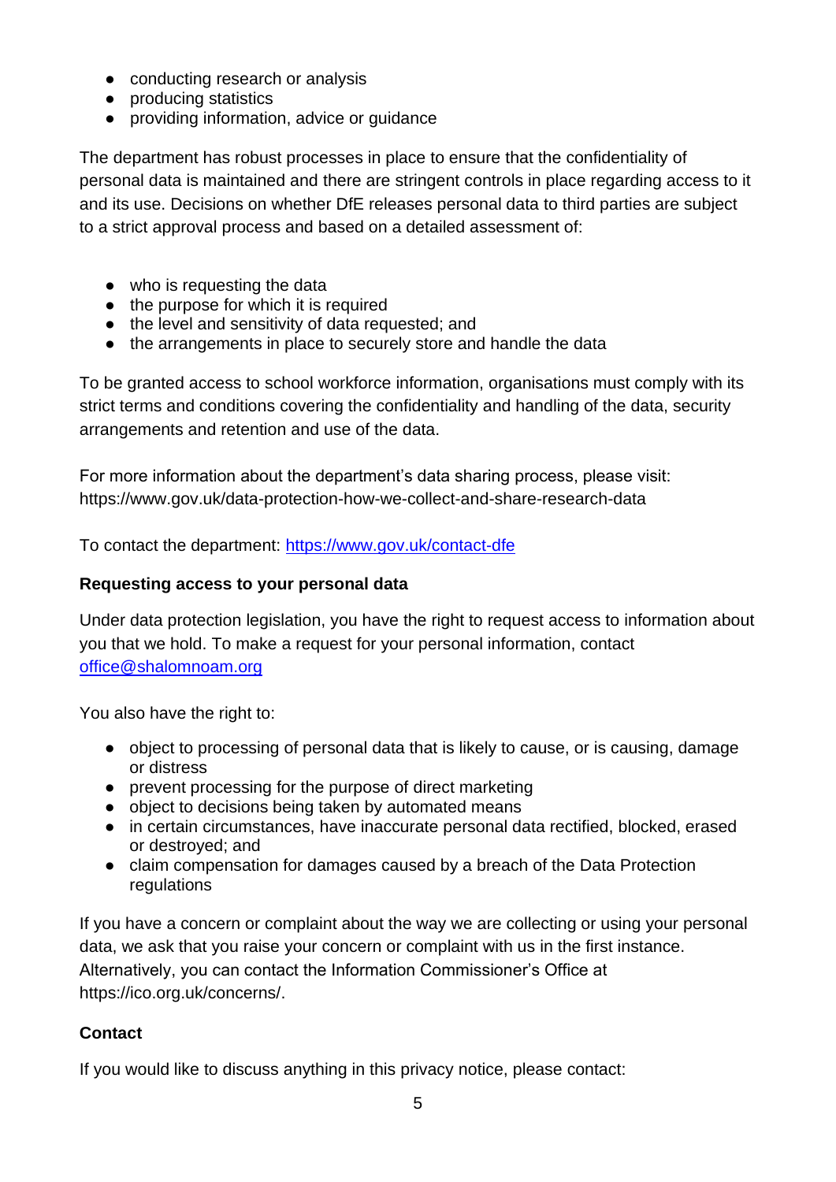- conducting research or analysis
- producing statistics
- providing information, advice or guidance

The department has robust processes in place to ensure that the confidentiality of personal data is maintained and there are stringent controls in place regarding access to it and its use. Decisions on whether DfE releases personal data to third parties are subject to a strict approval process and based on a detailed assessment of:

- who is requesting the data
- the purpose for which it is required
- the level and sensitivity of data requested; and
- the arrangements in place to securely store and handle the data

To be granted access to school workforce information, organisations must comply with its strict terms and conditions covering the confidentiality and handling of the data, security arrangements and retention and use of the data.

For more information about the department's data sharing process, please visit: https://www.gov.uk/data-protection-how-we-collect-and-share-research-data

To contact the department: https://www.gov.uk/contact-dfe

**Requesting access to your personal data**

Under data protection legislation, you have the right to request access to information about you that we hold. To make a request for your personal information, contact office@shalomnoam.org

You also have the right to:

- object to processing of personal data that is likely to cause, or is causing, damage or distress
- prevent processing for the purpose of direct marketing
- object to decisions being taken by automated means
- in certain circumstances, have inaccurate personal data rectified, blocked, erased or destroyed; and
- claim compensation for damages caused by a breach of the Data Protection regulations

If you have a concern or complaint about the way we are collecting or using your personal data, we ask that you raise your concern or complaint with us in the first instance. Alternatively, you can contact the Information Commissioner's Office at https://ico.org.uk/concerns/.

**Contact**

If you would like to discuss anything in this privacy notice, please contact: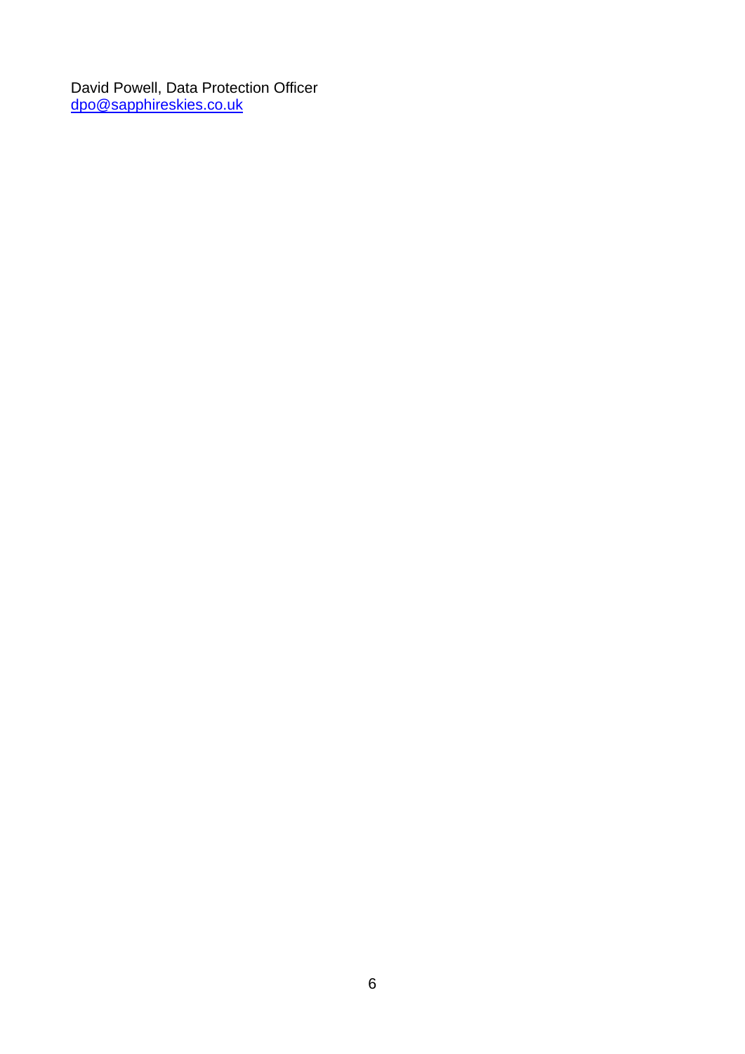David Powell, Data Protection Officer
dpo@sapphireskies.co.uk